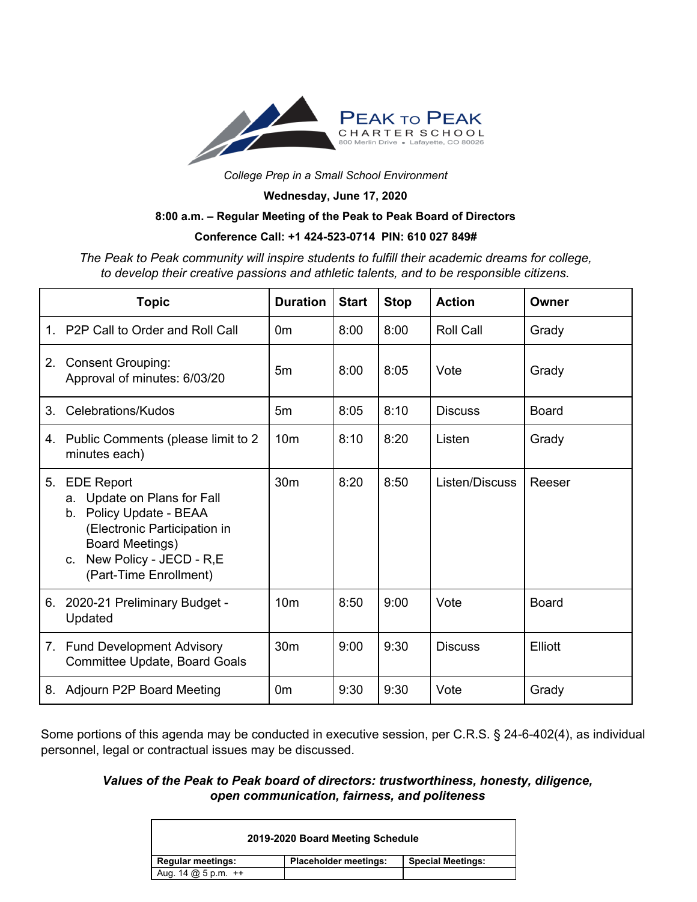**PEAK TO PEAK**
CHARTER SCHOOL
800 Merlin Drive • Lafayette, CO 80026

*College Prep in a Small School Environment*

**Wednesday, June 17, 2020**

**8:00 a.m. – Regular Meeting of the Peak to Peak Board of Directors**

**Conference Call: +1 424-523-0714 PIN: 610 027 849#**

*The Peak to Peak community will inspire students to fulfill their academic dreams for college, to develop their creative passions and athletic talents, and to be responsible citizens.*

| Topic | Duration | Start | Stop | Action | Owner |
|---|---|---|---|---|---|
| 1. P2P Call to Order and Roll Call | 0m | 8:00 | 8:00 | Roll Call | Grady |
| 2. Consent Grouping: Approval of minutes: 6/03/20 | 5m | 8:00 | 8:05 | Vote | Grady |
| 3. Celebrations/Kudos | 5m | 8:05 | 8:10 | Discuss | Board |
| 4. Public Comments (please limit to 2 minutes each) | 10m | 8:10 | 8:20 | Listen | Grady |
| 5. EDE Report<br>a. Update on Plans for Fall<br>b. Policy Update - BEAA (Electronic Participation in Board Meetings)<br>c. New Policy - JECD - R,E (Part-Time Enrollment) | 30m | 8:20 | 8:50 | Listen/Discuss | Reeser |
| 6. 2020-21 Preliminary Budget - Updated | 10m | 8:50 | 9:00 | Vote | Board |
| 7. Fund Development Advisory Committee Update, Board Goals | 30m | 9:00 | 9:30 | Discuss | Elliott |
| 8. Adjourn P2P Board Meeting | 0m | 9:30 | 9:30 | Vote | Grady |

Some portions of this agenda may be conducted in executive session, per C.R.S. § 24-6-402(4), as individual personnel, legal or contractual issues may be discussed.

***Values of the Peak to Peak board of directors: trustworthiness, honesty, diligence, open communication, fairness, and politeness***

| **2019-2020 Board Meeting Schedule** | | |
|---|---|---|
| **Regular meetings:** | **Placeholder meetings:** | **Special Meetings:** |
| Aug. 14 @ 5 p.m. ++ | | |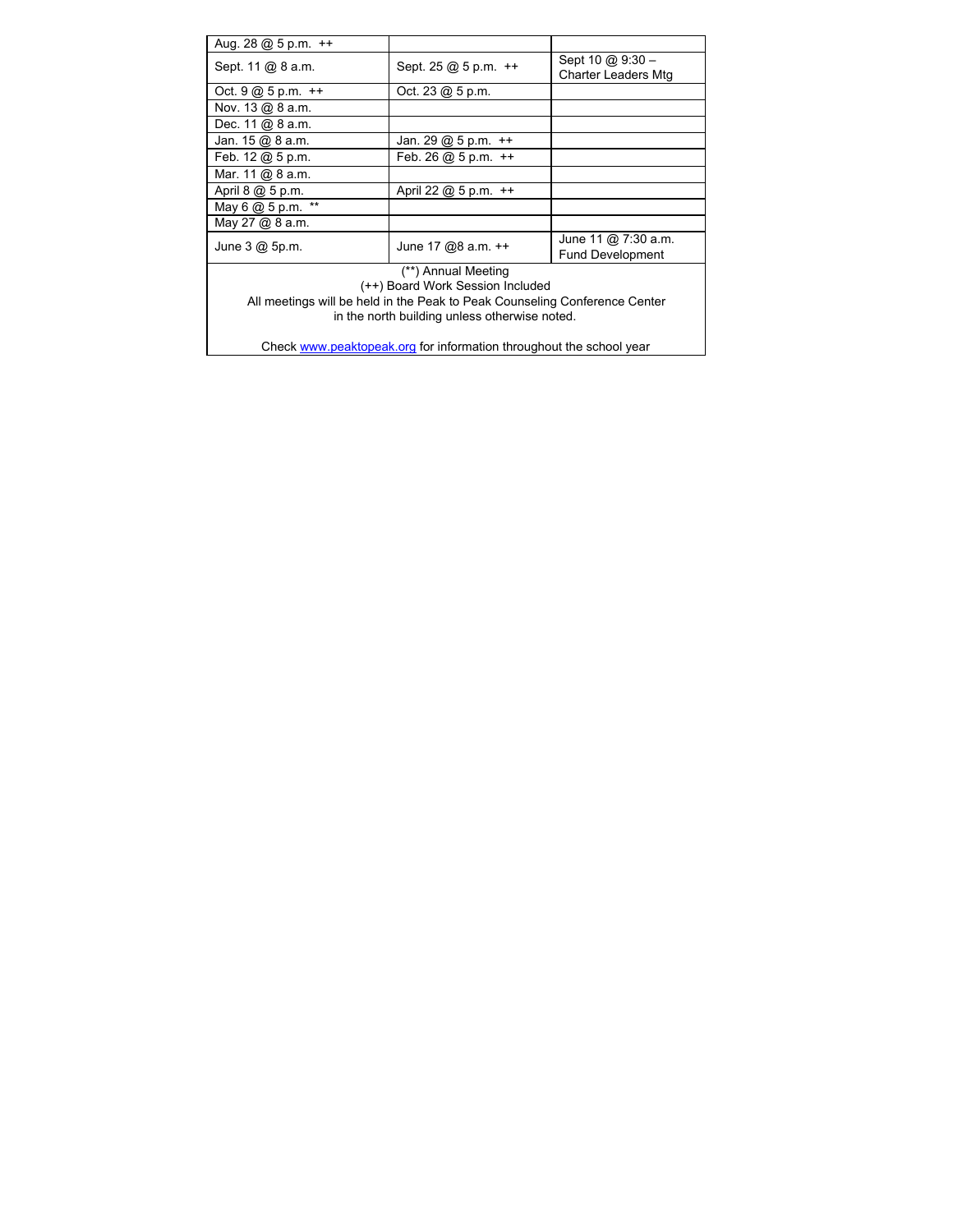| | | |
|---|---|---|
| Aug. 28 @ 5 p.m. ++ | | |
| Sept. 11 @ 8 a.m. | Sept. 25 @ 5 p.m. ++ | Sept 10 @ 9:30 – Charter Leaders Mtg |
| Oct. 9 @ 5 p.m. ++ | Oct. 23 @ 5 p.m. | |
| Nov. 13 @ 8 a.m. | | |
| Dec. 11 @ 8 a.m. | | |
| Jan. 15 @ 8 a.m. | Jan. 29 @ 5 p.m. ++ | |
| Feb. 12 @ 5 p.m. | Feb. 26 @ 5 p.m. ++ | |
| Mar. 11 @ 8 a.m. | | |
| April 8 @ 5 p.m. | April 22 @ 5 p.m. ++ | |
| May 6 @ 5 p.m. ** | | |
| May 27 @ 8 a.m. | | |
| June 3 @ 5p.m. | June 17 @8 a.m. ++ | June 11 @ 7:30 a.m. Fund Development |

(**) Annual Meeting
(++) Board Work Session Included
All meetings will be held in the Peak to Peak Counseling Conference Center in the north building unless otherwise noted.

Check www.peaktopeak.org for information throughout the school year